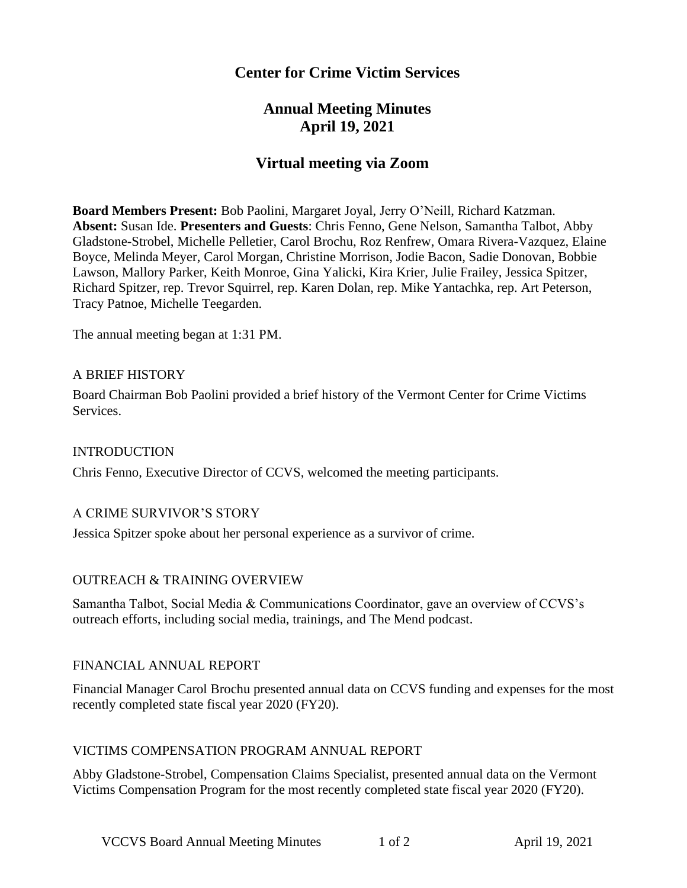# Center for Crime Victim Services

## Annual Meeting Minutes
## April 19, 2021

## Virtual meeting via Zoom

**Board Members Present:** Bob Paolini, Margaret Joyal, Jerry O'Neill, Richard Katzman. **Absent:** Susan Ide. **Presenters and Guests**: Chris Fenno, Gene Nelson, Samantha Talbot, Abby Gladstone-Strobel, Michelle Pelletier, Carol Brochu, Roz Renfrew, Omara Rivera-Vazquez, Elaine Boyce, Melinda Meyer, Carol Morgan, Christine Morrison, Jodie Bacon, Sadie Donovan, Bobbie Lawson, Mallory Parker, Keith Monroe, Gina Yalicki, Kira Krier, Julie Frailey, Jessica Spitzer, Richard Spitzer, rep. Trevor Squirrel, rep. Karen Dolan, rep. Mike Yantachka, rep. Art Peterson, Tracy Patnoe, Michelle Teegarden.

The annual meeting began at 1:31 PM.

A BRIEF HISTORY

Board Chairman Bob Paolini provided a brief history of the Vermont Center for Crime Victims Services.

INTRODUCTION

Chris Fenno, Executive Director of CCVS, welcomed the meeting participants.

A CRIME SURVIVOR'S STORY

Jessica Spitzer spoke about her personal experience as a survivor of crime.

OUTREACH & TRAINING OVERVIEW

Samantha Talbot, Social Media & Communications Coordinator, gave an overview of CCVS's outreach efforts, including social media, trainings, and The Mend podcast.

FINANCIAL ANNUAL REPORT

Financial Manager Carol Brochu presented annual data on CCVS funding and expenses for the most recently completed state fiscal year 2020 (FY20).

VICTIMS COMPENSATION PROGRAM ANNUAL REPORT

Abby Gladstone-Strobel, Compensation Claims Specialist, presented annual data on the Vermont Victims Compensation Program for the most recently completed state fiscal year 2020 (FY20).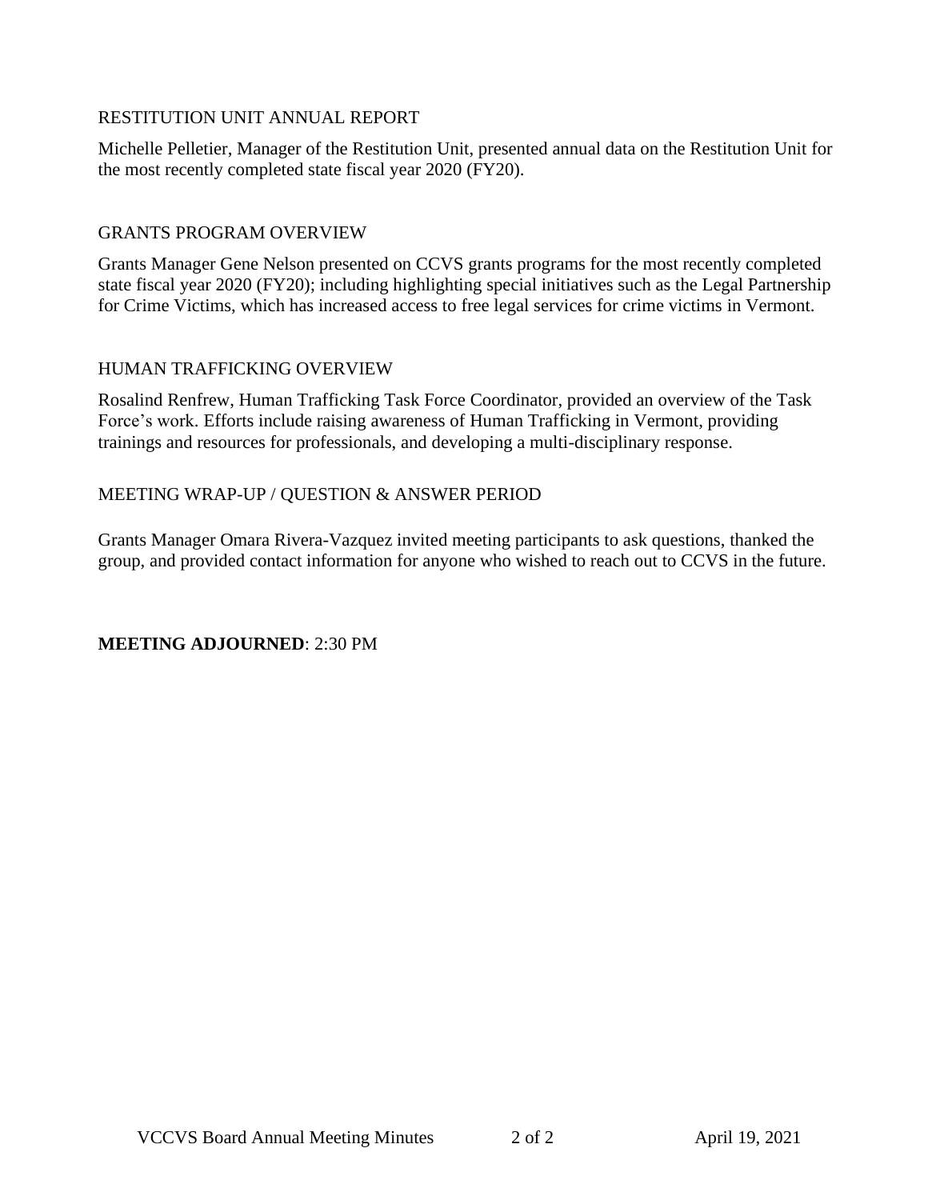## RESTITUTION UNIT ANNUAL REPORT

Michelle Pelletier, Manager of the Restitution Unit, presented annual data on the Restitution Unit for the most recently completed state fiscal year 2020 (FY20).

## GRANTS PROGRAM OVERVIEW

Grants Manager Gene Nelson presented on CCVS grants programs for the most recently completed state fiscal year 2020 (FY20); including highlighting special initiatives such as the Legal Partnership for Crime Victims, which has increased access to free legal services for crime victims in Vermont.

## HUMAN TRAFFICKING OVERVIEW

Rosalind Renfrew, Human Trafficking Task Force Coordinator, provided an overview of the Task Force's work. Efforts include raising awareness of Human Trafficking in Vermont, providing trainings and resources for professionals, and developing a multi-disciplinary response.

## MEETING WRAP-UP / QUESTION & ANSWER PERIOD

Grants Manager Omara Rivera-Vazquez invited meeting participants to ask questions, thanked the group, and provided contact information for anyone who wished to reach out to CCVS in the future.

**MEETING ADJOURNED**: 2:30 PM